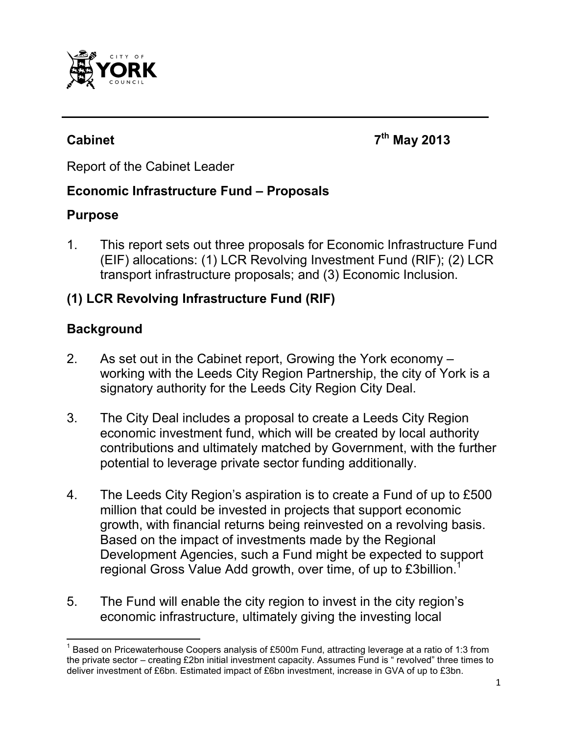**Cabinet** **7th May 2013**

Report of the Cabinet Leader

## Economic Infrastructure Fund – Proposals

### Purpose

1. This report sets out three proposals for Economic Infrastructure Fund (EIF) allocations: (1) LCR Revolving Investment Fund (RIF); (2) LCR transport infrastructure proposals; and (3) Economic Inclusion.

### (1) LCR Revolving Infrastructure Fund (RIF)

### Background

2. As set out in the Cabinet report, Growing the York economy – working with the Leeds City Region Partnership, the city of York is a signatory authority for the Leeds City Region City Deal.

3. The City Deal includes a proposal to create a Leeds City Region economic investment fund, which will be created by local authority contributions and ultimately matched by Government, with the further potential to leverage private sector funding additionally.

4. The Leeds City Region's aspiration is to create a Fund of up to £500 million that could be invested in projects that support economic growth, with financial returns being reinvested on a revolving basis. Based on the impact of investments made by the Regional Development Agencies, such a Fund might be expected to support regional Gross Value Add growth, over time, of up to £3billion.[1]

5. The Fund will enable the city region to invest in the city region's economic infrastructure, ultimately giving the investing local

[1] Based on Pricewaterhouse Coopers analysis of £500m Fund, attracting leverage at a ratio of 1:3 from the private sector – creating £2bn initial investment capacity. Assumes Fund is " revolved" three times to deliver investment of £6bn. Estimated impact of £6bn investment, increase in GVA of up to £3bn.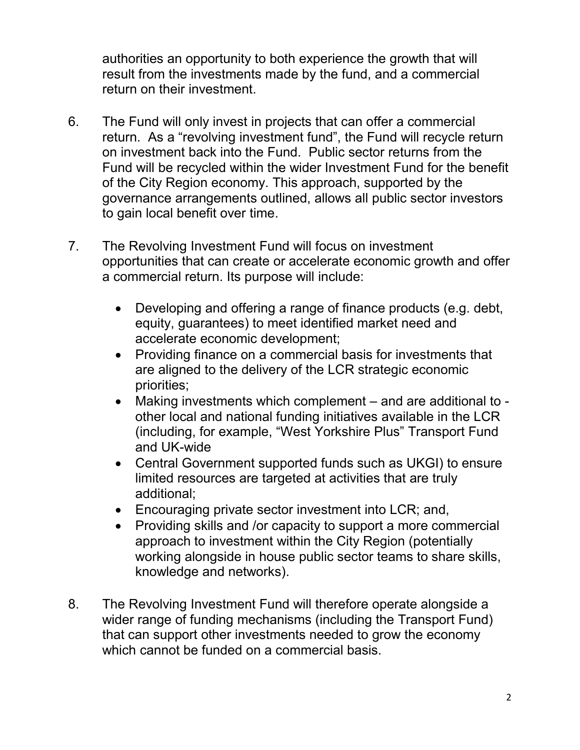authorities an opportunity to both experience the growth that will result from the investments made by the fund, and a commercial return on their investment.

6. The Fund will only invest in projects that can offer a commercial return. As a "revolving investment fund", the Fund will recycle return on investment back into the Fund. Public sector returns from the Fund will be recycled within the wider Investment Fund for the benefit of the City Region economy. This approach, supported by the governance arrangements outlined, allows all public sector investors to gain local benefit over time.

7. The Revolving Investment Fund will focus on investment opportunities that can create or accelerate economic growth and offer a commercial return. Its purpose will include:

   - Developing and offering a range of finance products (e.g. debt, equity, guarantees) to meet identified market need and accelerate economic development;
   - Providing finance on a commercial basis for investments that are aligned to the delivery of the LCR strategic economic priorities;
   - Making investments which complement – and are additional to - other local and national funding initiatives available in the LCR (including, for example, "West Yorkshire Plus" Transport Fund and UK-wide
   - Central Government supported funds such as UKGI) to ensure limited resources are targeted at activities that are truly additional;
   - Encouraging private sector investment into LCR; and,
   - Providing skills and /or capacity to support a more commercial approach to investment within the City Region (potentially working alongside in house public sector teams to share skills, knowledge and networks).

8. The Revolving Investment Fund will therefore operate alongside a wider range of funding mechanisms (including the Transport Fund) that can support other investments needed to grow the economy which cannot be funded on a commercial basis.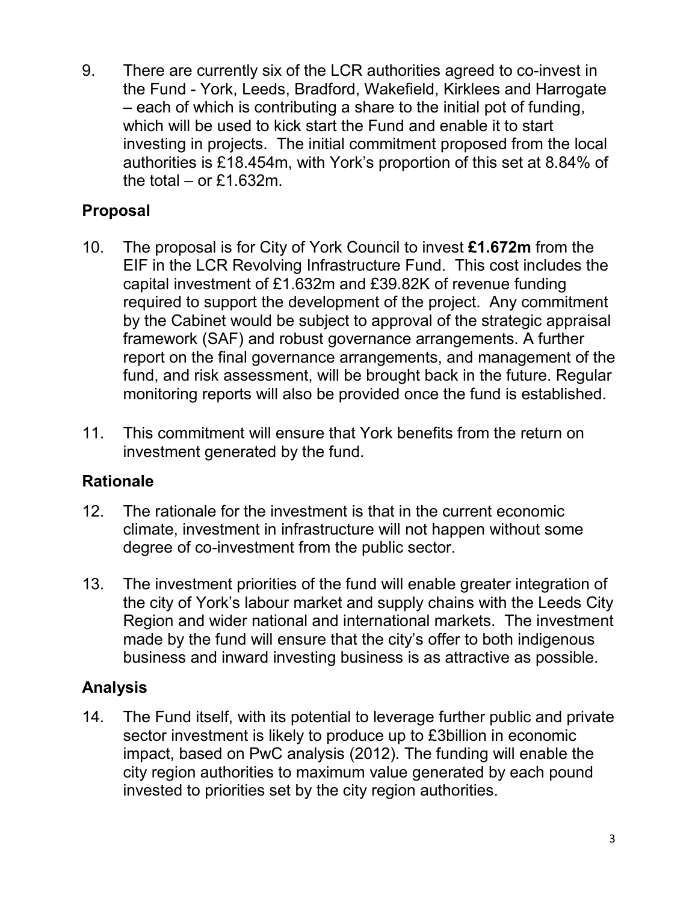9. There are currently six of the LCR authorities agreed to co-invest in the Fund - York, Leeds, Bradford, Wakefield, Kirklees and Harrogate – each of which is contributing a share to the initial pot of funding, which will be used to kick start the Fund and enable it to start investing in projects. The initial commitment proposed from the local authorities is £18.454m, with York's proportion of this set at 8.84% of the total – or £1.632m.

## Proposal

10. The proposal is for City of York Council to invest **£1.672m** from the EIF in the LCR Revolving Infrastructure Fund. This cost includes the capital investment of £1.632m and £39.82K of revenue funding required to support the development of the project. Any commitment by the Cabinet would be subject to approval of the strategic appraisal framework (SAF) and robust governance arrangements. A further report on the final governance arrangements, and management of the fund, and risk assessment, will be brought back in the future. Regular monitoring reports will also be provided once the fund is established.

11. This commitment will ensure that York benefits from the return on investment generated by the fund.

## Rationale

12. The rationale for the investment is that in the current economic climate, investment in infrastructure will not happen without some degree of co-investment from the public sector.

13. The investment priorities of the fund will enable greater integration of the city of York's labour market and supply chains with the Leeds City Region and wider national and international markets. The investment made by the fund will ensure that the city's offer to both indigenous business and inward investing business is as attractive as possible.

## Analysis

14. The Fund itself, with its potential to leverage further public and private sector investment is likely to produce up to £3billion in economic impact, based on PwC analysis (2012). The funding will enable the city region authorities to maximum value generated by each pound invested to priorities set by the city region authorities.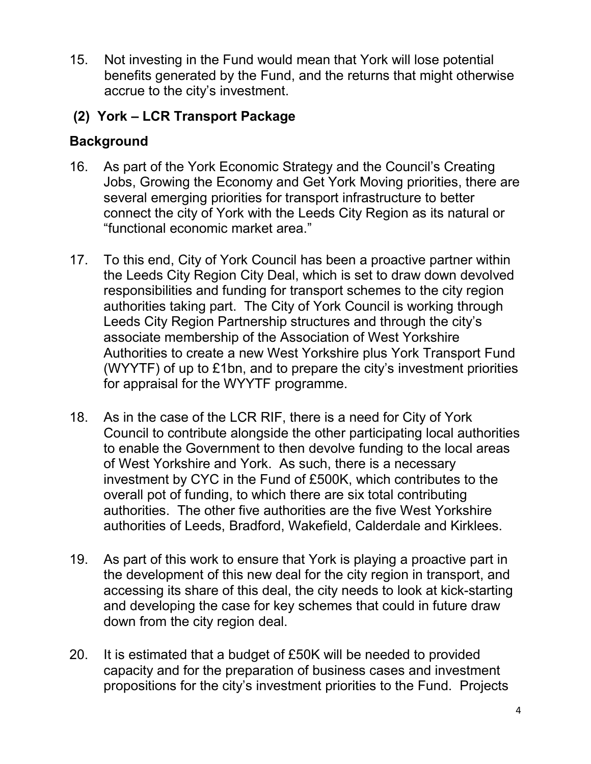15. Not investing in the Fund would mean that York will lose potential benefits generated by the Fund, and the returns that might otherwise accrue to the city's investment.

## (2) York – LCR Transport Package

## Background

16. As part of the York Economic Strategy and the Council's Creating Jobs, Growing the Economy and Get York Moving priorities, there are several emerging priorities for transport infrastructure to better connect the city of York with the Leeds City Region as its natural or "functional economic market area."

17. To this end, City of York Council has been a proactive partner within the Leeds City Region City Deal, which is set to draw down devolved responsibilities and funding for transport schemes to the city region authorities taking part. The City of York Council is working through Leeds City Region Partnership structures and through the city's associate membership of the Association of West Yorkshire Authorities to create a new West Yorkshire plus York Transport Fund (WYYTF) of up to £1bn, and to prepare the city's investment priorities for appraisal for the WYYTF programme.

18. As in the case of the LCR RIF, there is a need for City of York Council to contribute alongside the other participating local authorities to enable the Government to then devolve funding to the local areas of West Yorkshire and York. As such, there is a necessary investment by CYC in the Fund of £500K, which contributes to the overall pot of funding, to which there are six total contributing authorities. The other five authorities are the five West Yorkshire authorities of Leeds, Bradford, Wakefield, Calderdale and Kirklees.

19. As part of this work to ensure that York is playing a proactive part in the development of this new deal for the city region in transport, and accessing its share of this deal, the city needs to look at kick-starting and developing the case for key schemes that could in future draw down from the city region deal.

20. It is estimated that a budget of £50K will be needed to provided capacity and for the preparation of business cases and investment propositions for the city's investment priorities to the Fund. Projects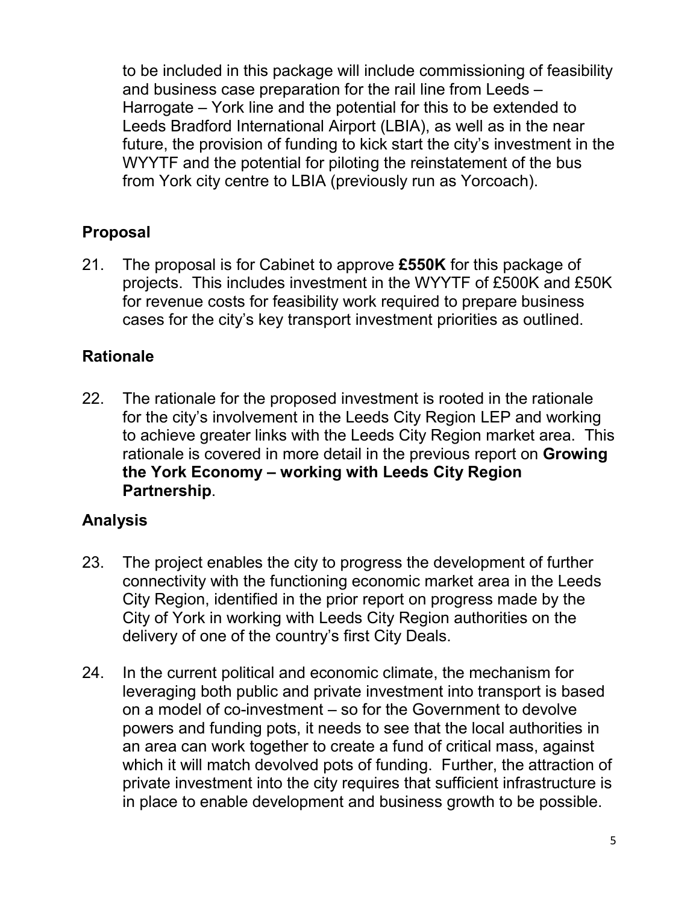to be included in this package will include commissioning of feasibility and business case preparation for the rail line from Leeds – Harrogate – York line and the potential for this to be extended to Leeds Bradford International Airport (LBIA), as well as in the near future, the provision of funding to kick start the city's investment in the WYYTF and the potential for piloting the reinstatement of the bus from York city centre to LBIA (previously run as Yorcoach).

## Proposal

21. The proposal is for Cabinet to approve **£550K** for this package of projects. This includes investment in the WYYTF of £500K and £50K for revenue costs for feasibility work required to prepare business cases for the city's key transport investment priorities as outlined.

## Rationale

22. The rationale for the proposed investment is rooted in the rationale for the city's involvement in the Leeds City Region LEP and working to achieve greater links with the Leeds City Region market area. This rationale is covered in more detail in the previous report on **Growing the York Economy – working with Leeds City Region Partnership**.

## Analysis

23. The project enables the city to progress the development of further connectivity with the functioning economic market area in the Leeds City Region, identified in the prior report on progress made by the City of York in working with Leeds City Region authorities on the delivery of one of the country's first City Deals.

24. In the current political and economic climate, the mechanism for leveraging both public and private investment into transport is based on a model of co-investment – so for the Government to devolve powers and funding pots, it needs to see that the local authorities in an area can work together to create a fund of critical mass, against which it will match devolved pots of funding. Further, the attraction of private investment into the city requires that sufficient infrastructure is in place to enable development and business growth to be possible.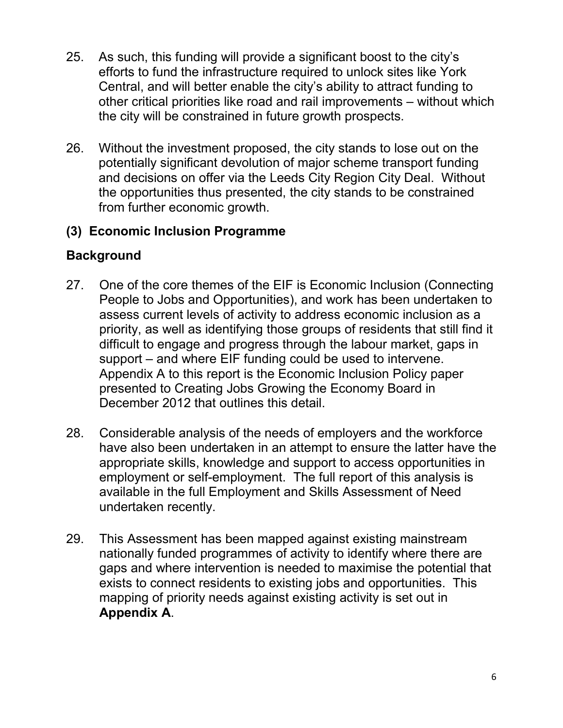25. As such, this funding will provide a significant boost to the city's efforts to fund the infrastructure required to unlock sites like York Central, and will better enable the city's ability to attract funding to other critical priorities like road and rail improvements – without which the city will be constrained in future growth prospects.

26. Without the investment proposed, the city stands to lose out on the potentially significant devolution of major scheme transport funding and decisions on offer via the Leeds City Region City Deal. Without the opportunities thus presented, the city stands to be constrained from further economic growth.

## (3) Economic Inclusion Programme

## Background

27. One of the core themes of the EIF is Economic Inclusion (Connecting People to Jobs and Opportunities), and work has been undertaken to assess current levels of activity to address economic inclusion as a priority, as well as identifying those groups of residents that still find it difficult to engage and progress through the labour market, gaps in support – and where EIF funding could be used to intervene. Appendix A to this report is the Economic Inclusion Policy paper presented to Creating Jobs Growing the Economy Board in December 2012 that outlines this detail.

28. Considerable analysis of the needs of employers and the workforce have also been undertaken in an attempt to ensure the latter have the appropriate skills, knowledge and support to access opportunities in employment or self-employment. The full report of this analysis is available in the full Employment and Skills Assessment of Need undertaken recently.

29. This Assessment has been mapped against existing mainstream nationally funded programmes of activity to identify where there are gaps and where intervention is needed to maximise the potential that exists to connect residents to existing jobs and opportunities. This mapping of priority needs against existing activity is set out in **Appendix A**.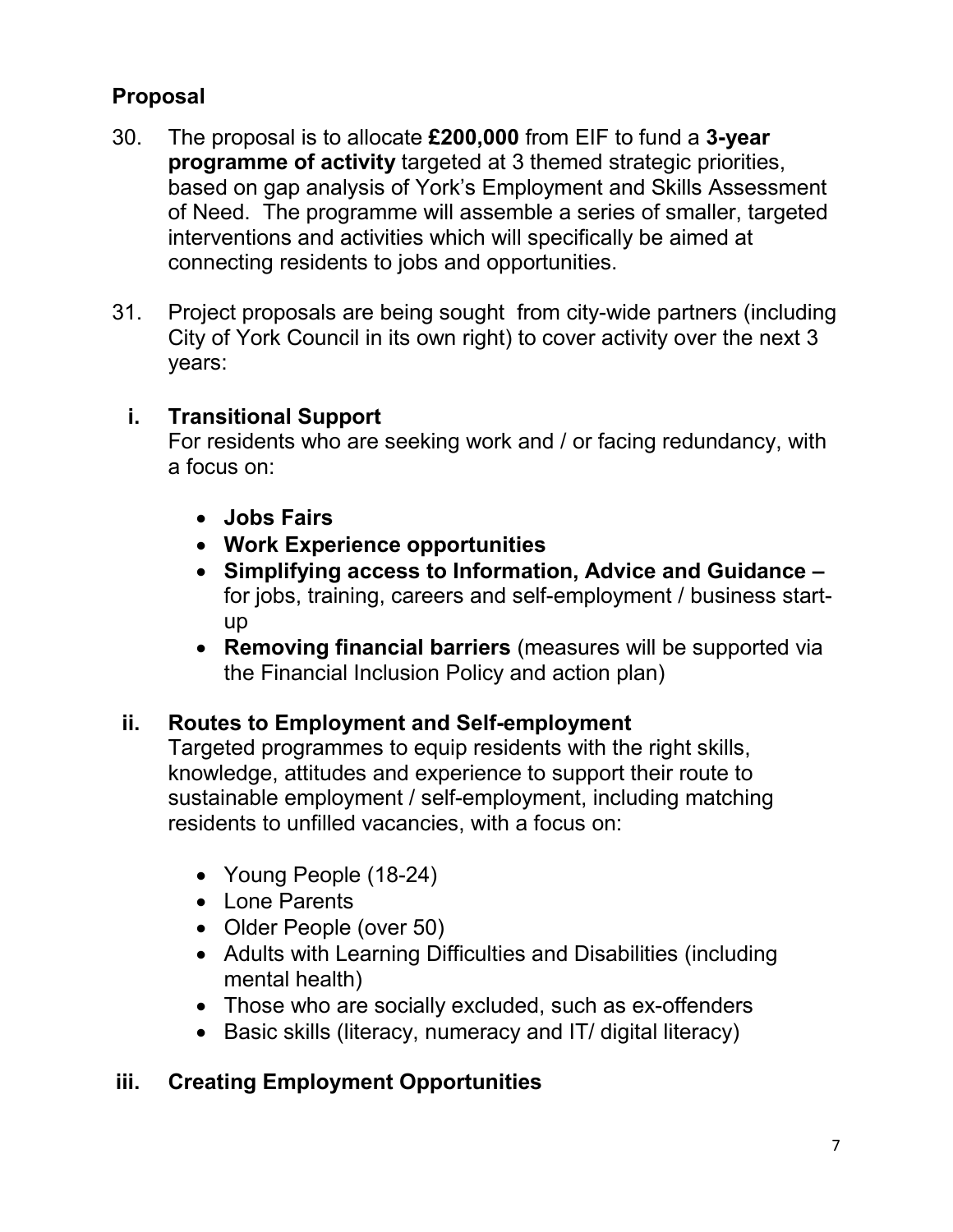## Proposal

30. The proposal is to allocate **£200,000** from EIF to fund a **3-year programme of activity** targeted at 3 themed strategic priorities, based on gap analysis of York's Employment and Skills Assessment of Need. The programme will assemble a series of smaller, targeted interventions and activities which will specifically be aimed at connecting residents to jobs and opportunities.

31. Project proposals are being sought from city-wide partners (including City of York Council in its own right) to cover activity over the next 3 years:

   i. **Transitional Support**
   For residents who are seeking work and / or facing redundancy, with a focus on:

   - **Jobs Fairs**
   - **Work Experience opportunities**
   - **Simplifying access to Information, Advice and Guidance –** for jobs, training, careers and self-employment / business start-up
   - **Removing financial barriers** (measures will be supported via the Financial Inclusion Policy and action plan)

   ii. **Routes to Employment and Self-employment**
   Targeted programmes to equip residents with the right skills, knowledge, attitudes and experience to support their route to sustainable employment / self-employment, including matching residents to unfilled vacancies, with a focus on:

   - Young People (18-24)
   - Lone Parents
   - Older People (over 50)
   - Adults with Learning Difficulties and Disabilities (including mental health)
   - Those who are socially excluded, such as ex-offenders
   - Basic skills (literacy, numeracy and IT/ digital literacy)

   iii. **Creating Employment Opportunities**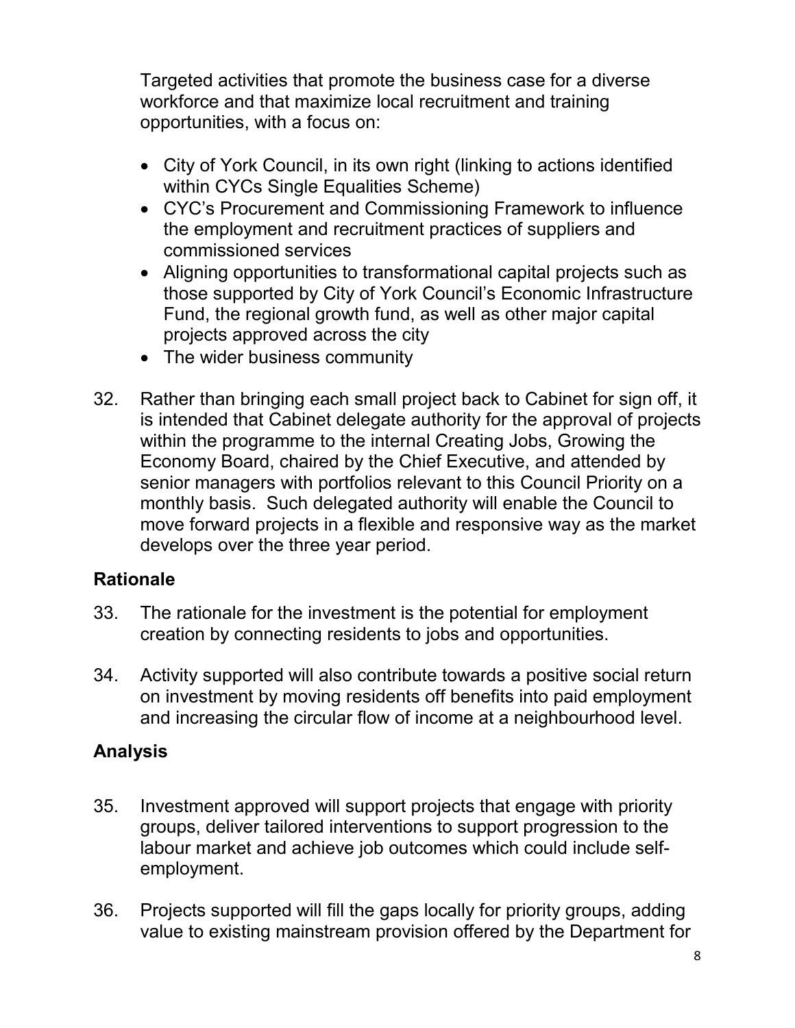Targeted activities that promote the business case for a diverse workforce and that maximize local recruitment and training opportunities, with a focus on:

- City of York Council, in its own right (linking to actions identified within CYCs Single Equalities Scheme)
- CYC's Procurement and Commissioning Framework to influence the employment and recruitment practices of suppliers and commissioned services
- Aligning opportunities to transformational capital projects such as those supported by City of York Council's Economic Infrastructure Fund, the regional growth fund, as well as other major capital projects approved across the city
- The wider business community

32. Rather than bringing each small project back to Cabinet for sign off, it is intended that Cabinet delegate authority for the approval of projects within the programme to the internal Creating Jobs, Growing the Economy Board, chaired by the Chief Executive, and attended by senior managers with portfolios relevant to this Council Priority on a monthly basis. Such delegated authority will enable the Council to move forward projects in a flexible and responsive way as the market develops over the three year period.

## Rationale

33. The rationale for the investment is the potential for employment creation by connecting residents to jobs and opportunities.

34. Activity supported will also contribute towards a positive social return on investment by moving residents off benefits into paid employment and increasing the circular flow of income at a neighbourhood level.

## Analysis

35. Investment approved will support projects that engage with priority groups, deliver tailored interventions to support progression to the labour market and achieve job outcomes which could include self-employment.

36. Projects supported will fill the gaps locally for priority groups, adding value to existing mainstream provision offered by the Department for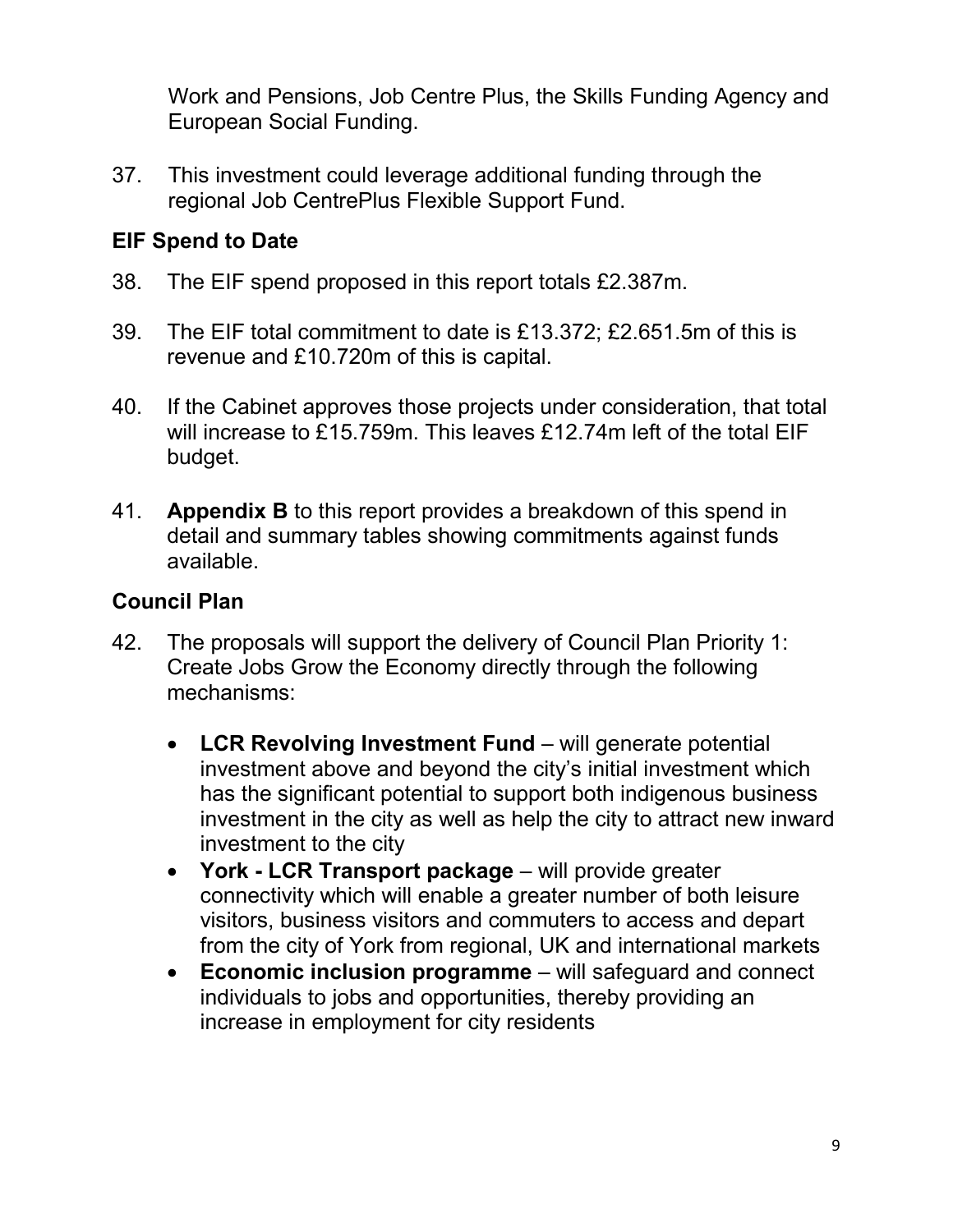Work and Pensions, Job Centre Plus, the Skills Funding Agency and European Social Funding.

37. This investment could leverage additional funding through the regional Job CentrePlus Flexible Support Fund.

## EIF Spend to Date

38. The EIF spend proposed in this report totals £2.387m.

39. The EIF total commitment to date is £13.372; £2.651.5m of this is revenue and £10.720m of this is capital.

40. If the Cabinet approves those projects under consideration, that total will increase to £15.759m. This leaves £12.74m left of the total EIF budget.

41. **Appendix B** to this report provides a breakdown of this spend in detail and summary tables showing commitments against funds available.

## Council Plan

42. The proposals will support the delivery of Council Plan Priority 1: Create Jobs Grow the Economy directly through the following mechanisms:

    - **LCR Revolving Investment Fund** – will generate potential investment above and beyond the city's initial investment which has the significant potential to support both indigenous business investment in the city as well as help the city to attract new inward investment to the city
    - **York - LCR Transport package** – will provide greater connectivity which will enable a greater number of both leisure visitors, business visitors and commuters to access and depart from the city of York from regional, UK and international markets
    - **Economic inclusion programme** – will safeguard and connect individuals to jobs and opportunities, thereby providing an increase in employment for city residents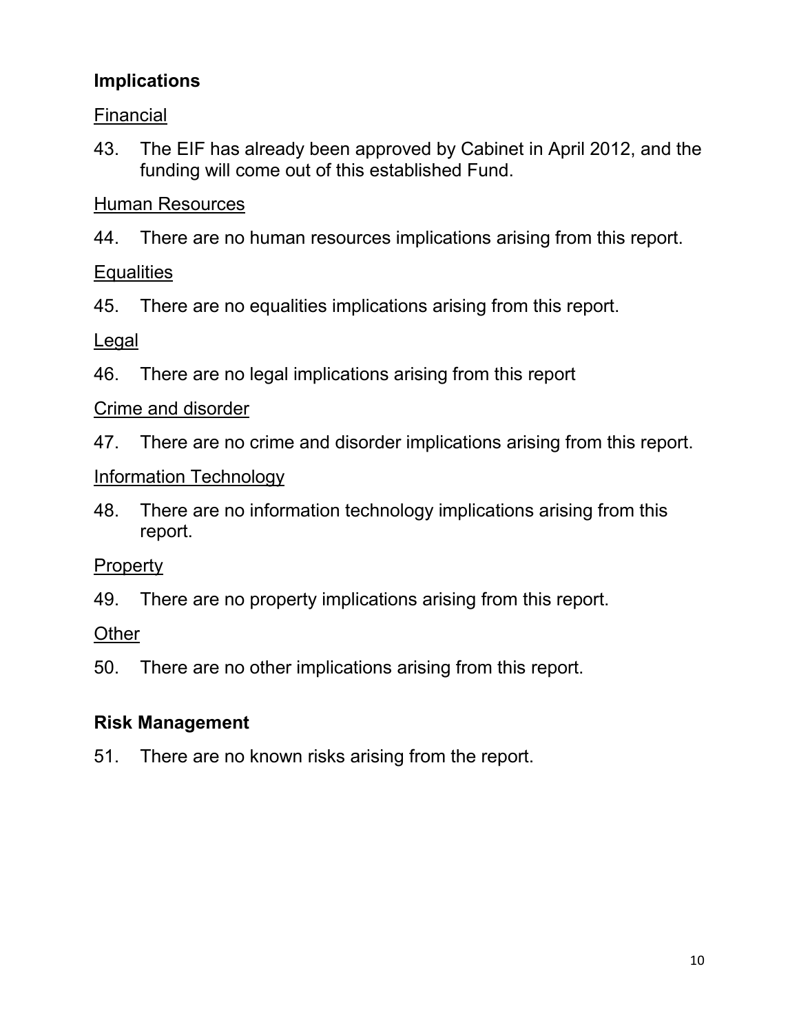## Implications

### Financial

43. The EIF has already been approved by Cabinet in April 2012, and the funding will come out of this established Fund.

### Human Resources

44. There are no human resources implications arising from this report.

### Equalities

45. There are no equalities implications arising from this report.

### Legal

46. There are no legal implications arising from this report

### Crime and disorder

47. There are no crime and disorder implications arising from this report.

### Information Technology

48. There are no information technology implications arising from this report.

### Property

49. There are no property implications arising from this report.

### Other

50. There are no other implications arising from this report.

## Risk Management

51. There are no known risks arising from the report.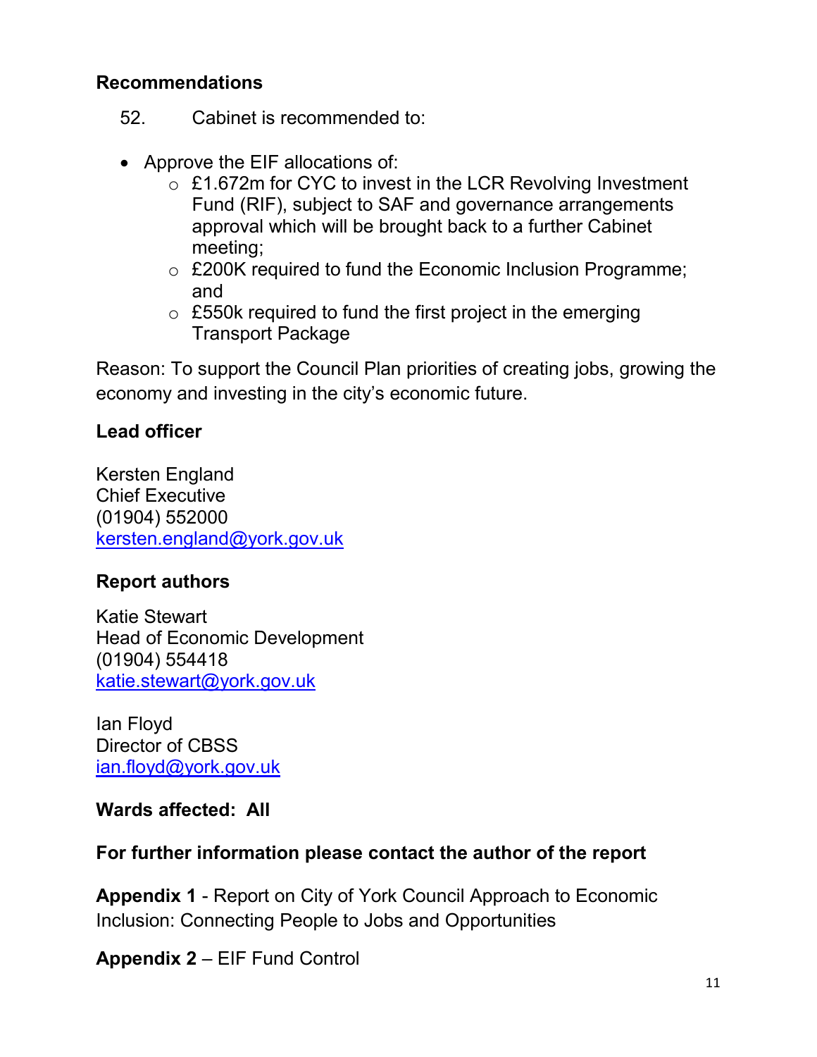## Recommendations

52. Cabinet is recommended to:

- Approve the EIF allocations of:
  - £1.672m for CYC to invest in the LCR Revolving Investment Fund (RIF), subject to SAF and governance arrangements approval which will be brought back to a further Cabinet meeting;
  - £200K required to fund the Economic Inclusion Programme; and
  - £550k required to fund the first project in the emerging Transport Package

Reason: To support the Council Plan priorities of creating jobs, growing the economy and investing in the city's economic future.

**Lead officer**

Kersten England
Chief Executive
(01904) 552000
kersten.england@york.gov.uk

**Report authors**

Katie Stewart
Head of Economic Development
(01904) 554418
katie.stewart@york.gov.uk

Ian Floyd
Director of CBSS
ian.floyd@york.gov.uk

**Wards affected: All**

**For further information please contact the author of the report**

**Appendix 1** - Report on City of York Council Approach to Economic Inclusion: Connecting People to Jobs and Opportunities

**Appendix 2** – EIF Fund Control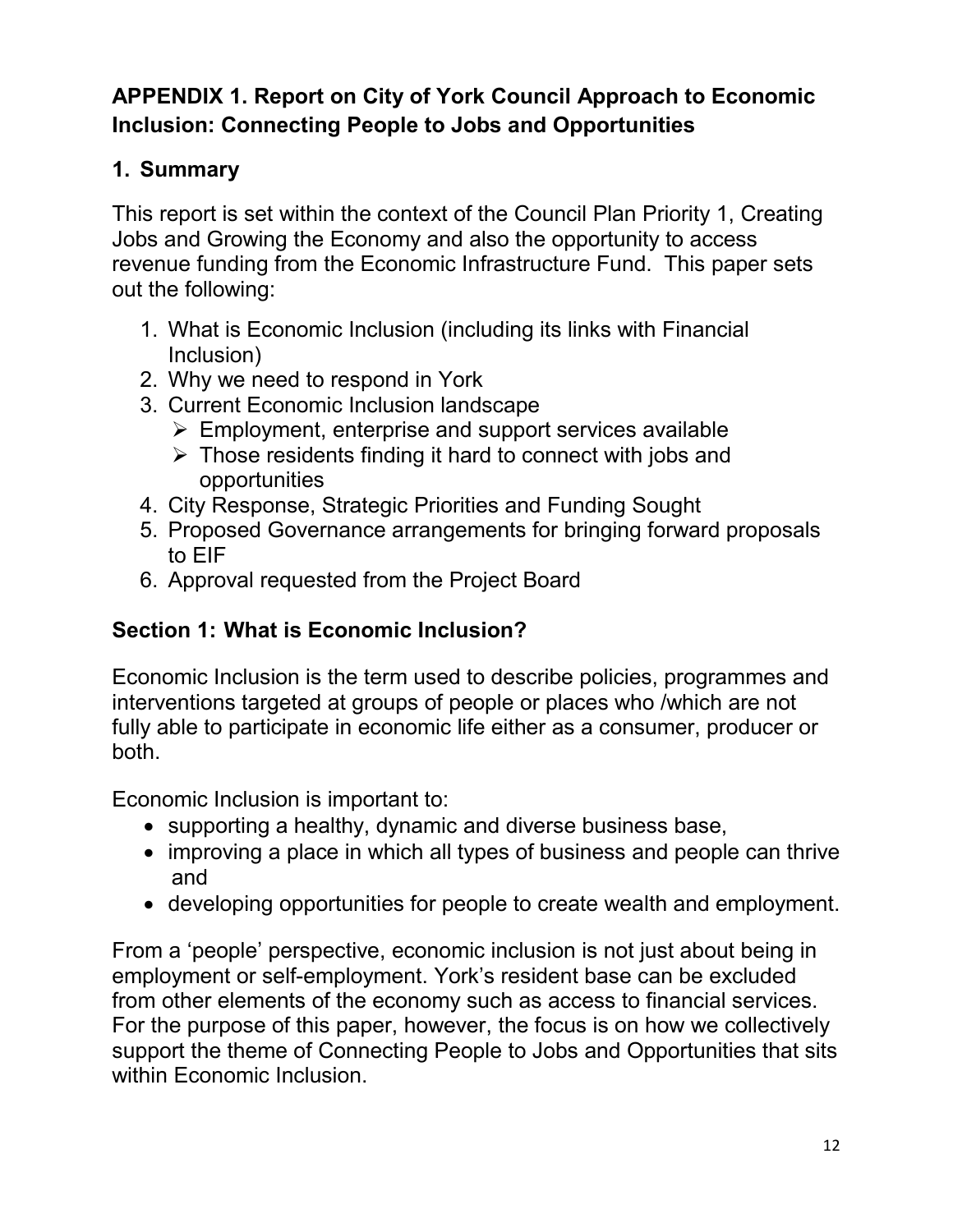## APPENDIX 1. Report on City of York Council Approach to Economic Inclusion: Connecting People to Jobs and Opportunities

### 1. Summary

This report is set within the context of the Council Plan Priority 1, Creating Jobs and Growing the Economy and also the opportunity to access revenue funding from the Economic Infrastructure Fund. This paper sets out the following:

1. What is Economic Inclusion (including its links with Financial Inclusion)
2. Why we need to respond in York
3. Current Economic Inclusion landscape
   - Employment, enterprise and support services available
   - Those residents finding it hard to connect with jobs and opportunities
4. City Response, Strategic Priorities and Funding Sought
5. Proposed Governance arrangements for bringing forward proposals to EIF
6. Approval requested from the Project Board

### Section 1: What is Economic Inclusion?

Economic Inclusion is the term used to describe policies, programmes and interventions targeted at groups of people or places who /which are not fully able to participate in economic life either as a consumer, producer or both.

Economic Inclusion is important to:

- supporting a healthy, dynamic and diverse business base,
- improving a place in which all types of business and people can thrive and
- developing opportunities for people to create wealth and employment.

From a 'people' perspective, economic inclusion is not just about being in employment or self-employment. York's resident base can be excluded from other elements of the economy such as access to financial services. For the purpose of this paper, however, the focus is on how we collectively support the theme of Connecting People to Jobs and Opportunities that sits within Economic Inclusion.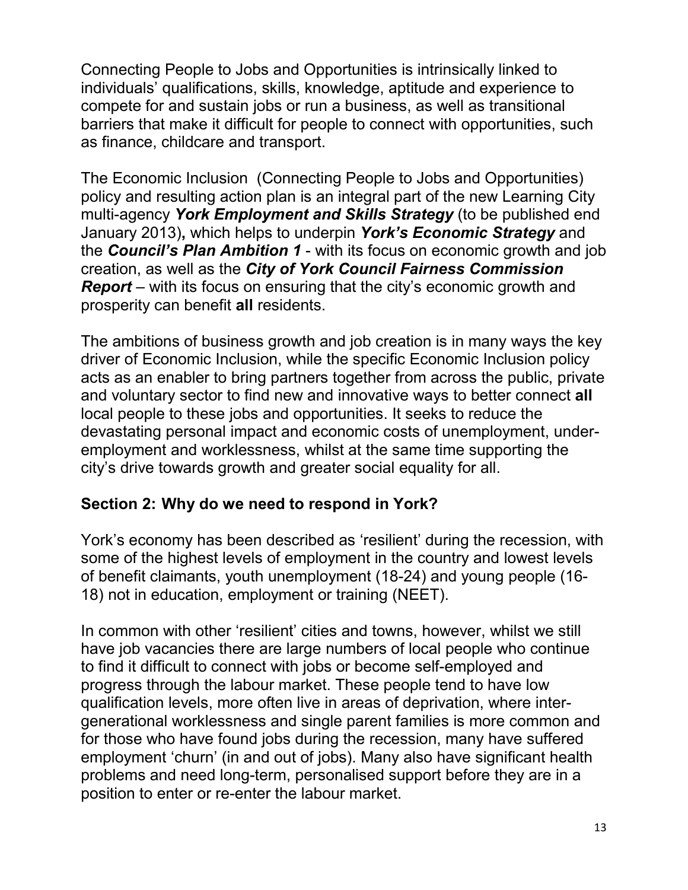Connecting People to Jobs and Opportunities is intrinsically linked to individuals' qualifications, skills, knowledge, aptitude and experience to compete for and sustain jobs or run a business, as well as transitional barriers that make it difficult for people to connect with opportunities, such as finance, childcare and transport.

The Economic Inclusion (Connecting People to Jobs and Opportunities) policy and resulting action plan is an integral part of the new Learning City multi-agency ***York Employment and Skills Strategy*** (to be published end January 2013)**,** which helps to underpin ***York's Economic Strategy*** and the ***Council's Plan Ambition 1*** - with its focus on economic growth and job creation, as well as the ***City of York Council Fairness Commission Report*** – with its focus on ensuring that the city's economic growth and prosperity can benefit **all** residents.

The ambitions of business growth and job creation is in many ways the key driver of Economic Inclusion, while the specific Economic Inclusion policy acts as an enabler to bring partners together from across the public, private and voluntary sector to find new and innovative ways to better connect **all** local people to these jobs and opportunities. It seeks to reduce the devastating personal impact and economic costs of unemployment, under-employment and worklessness, whilst at the same time supporting the city's drive towards growth and greater social equality for all.

## Section 2: Why do we need to respond in York?

York's economy has been described as 'resilient' during the recession, with some of the highest levels of employment in the country and lowest levels of benefit claimants, youth unemployment (18-24) and young people (16-18) not in education, employment or training (NEET).

In common with other 'resilient' cities and towns, however, whilst we still have job vacancies there are large numbers of local people who continue to find it difficult to connect with jobs or become self-employed and progress through the labour market. These people tend to have low qualification levels, more often live in areas of deprivation, where inter-generational worklessness and single parent families is more common and for those who have found jobs during the recession, many have suffered employment 'churn' (in and out of jobs). Many also have significant health problems and need long-term, personalised support before they are in a position to enter or re-enter the labour market.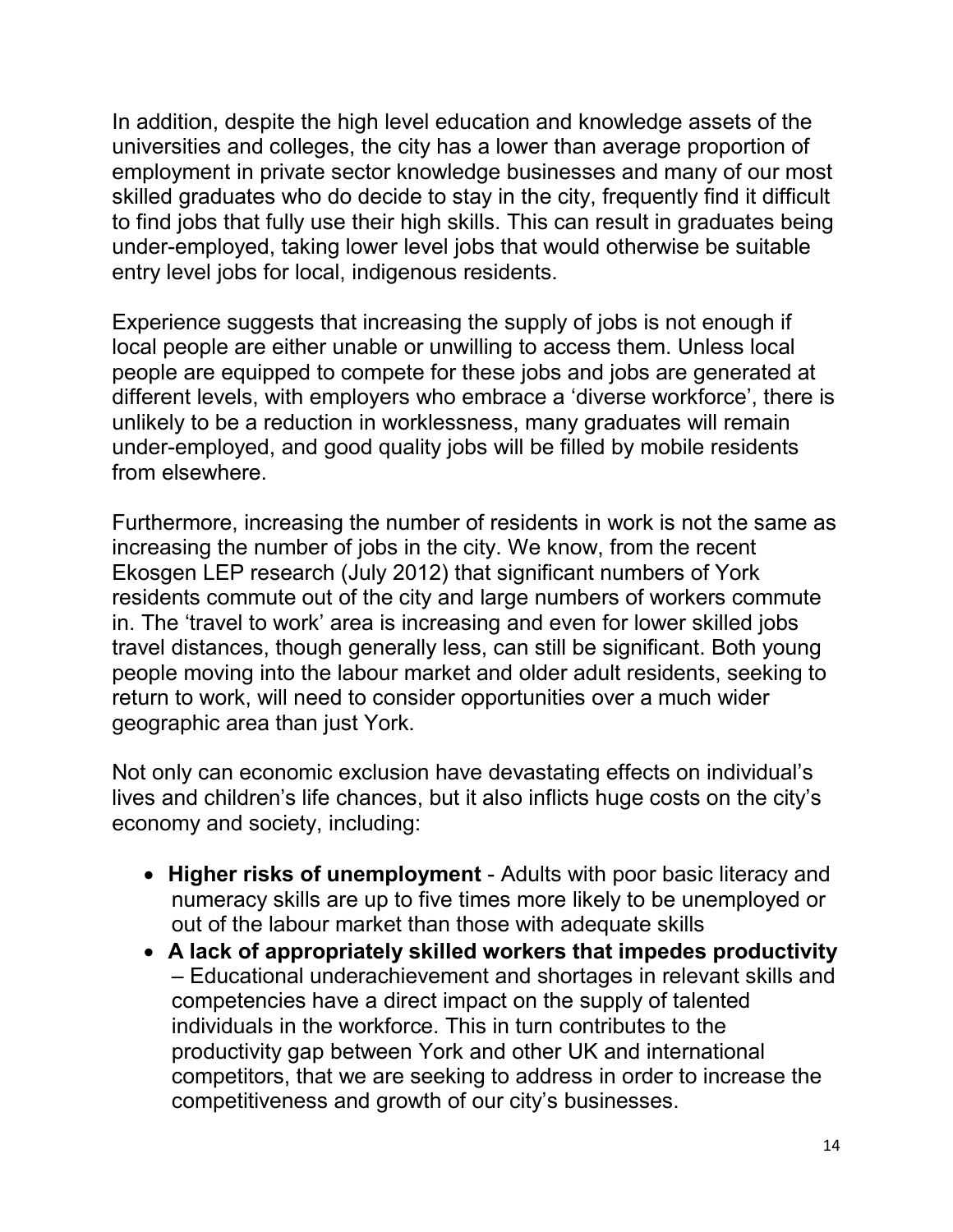In addition, despite the high level education and knowledge assets of the universities and colleges, the city has a lower than average proportion of employment in private sector knowledge businesses and many of our most skilled graduates who do decide to stay in the city, frequently find it difficult to find jobs that fully use their high skills. This can result in graduates being under-employed, taking lower level jobs that would otherwise be suitable entry level jobs for local, indigenous residents.

Experience suggests that increasing the supply of jobs is not enough if local people are either unable or unwilling to access them. Unless local people are equipped to compete for these jobs and jobs are generated at different levels, with employers who embrace a 'diverse workforce', there is unlikely to be a reduction in worklessness, many graduates will remain under-employed, and good quality jobs will be filled by mobile residents from elsewhere.

Furthermore, increasing the number of residents in work is not the same as increasing the number of jobs in the city. We know, from the recent Ekosgen LEP research (July 2012) that significant numbers of York residents commute out of the city and large numbers of workers commute in. The 'travel to work' area is increasing and even for lower skilled jobs travel distances, though generally less, can still be significant. Both young people moving into the labour market and older adult residents, seeking to return to work, will need to consider opportunities over a much wider geographic area than just York.

Not only can economic exclusion have devastating effects on individual's lives and children's life chances, but it also inflicts huge costs on the city's economy and society, including:

- **Higher risks of unemployment** - Adults with poor basic literacy and numeracy skills are up to five times more likely to be unemployed or out of the labour market than those with adequate skills
- **A lack of appropriately skilled workers that impedes productivity** – Educational underachievement and shortages in relevant skills and competencies have a direct impact on the supply of talented individuals in the workforce. This in turn contributes to the productivity gap between York and other UK and international competitors, that we are seeking to address in order to increase the competitiveness and growth of our city's businesses.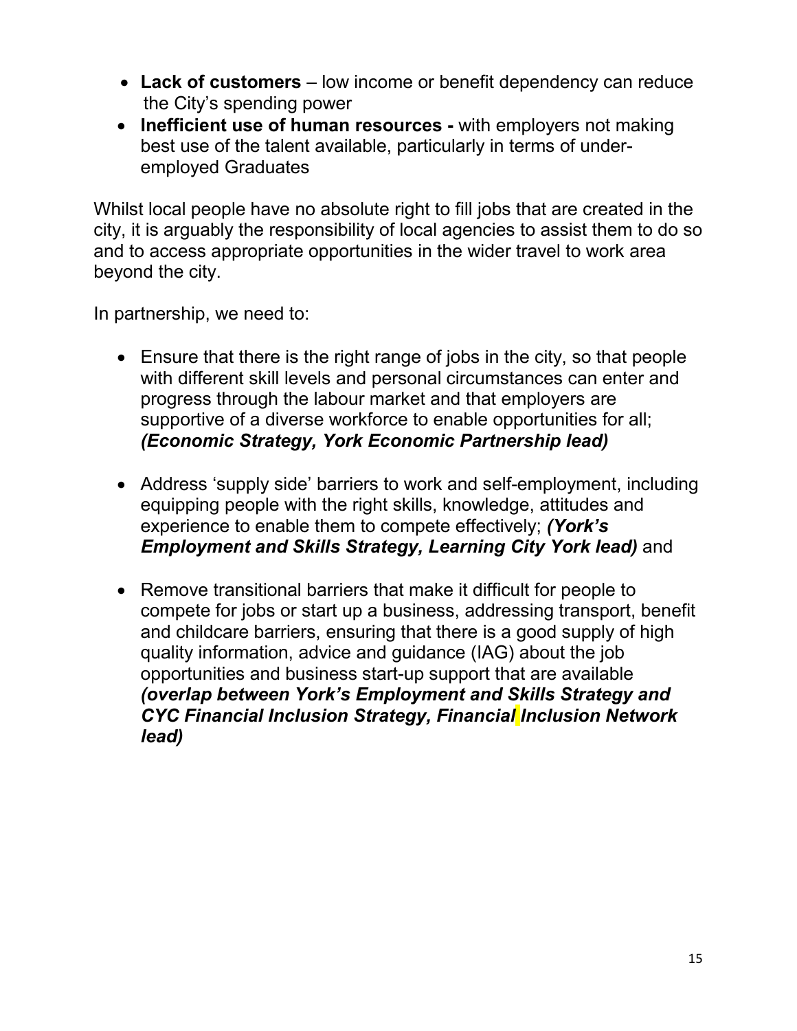- **Lack of customers** – low income or benefit dependency can reduce the City's spending power
- **Inefficient use of human resources -** with employers not making best use of the talent available, particularly in terms of under-employed Graduates

Whilst local people have no absolute right to fill jobs that are created in the city, it is arguably the responsibility of local agencies to assist them to do so and to access appropriate opportunities in the wider travel to work area beyond the city.

In partnership, we need to:

- Ensure that there is the right range of jobs in the city, so that people with different skill levels and personal circumstances can enter and progress through the labour market and that employers are supportive of a diverse workforce to enable opportunities for all; ***(Economic Strategy, York Economic Partnership lead)***

- Address 'supply side' barriers to work and self-employment, including equipping people with the right skills, knowledge, attitudes and experience to enable them to compete effectively; ***(York's Employment and Skills Strategy, Learning City York lead)*** and

- Remove transitional barriers that make it difficult for people to compete for jobs or start up a business, addressing transport, benefit and childcare barriers, ensuring that there is a good supply of high quality information, advice and guidance (IAG) about the job opportunities and business start-up support that are available ***(overlap between York's Employment and Skills Strategy and CYC Financial Inclusion Strategy, Financial Inclusion Network lead)***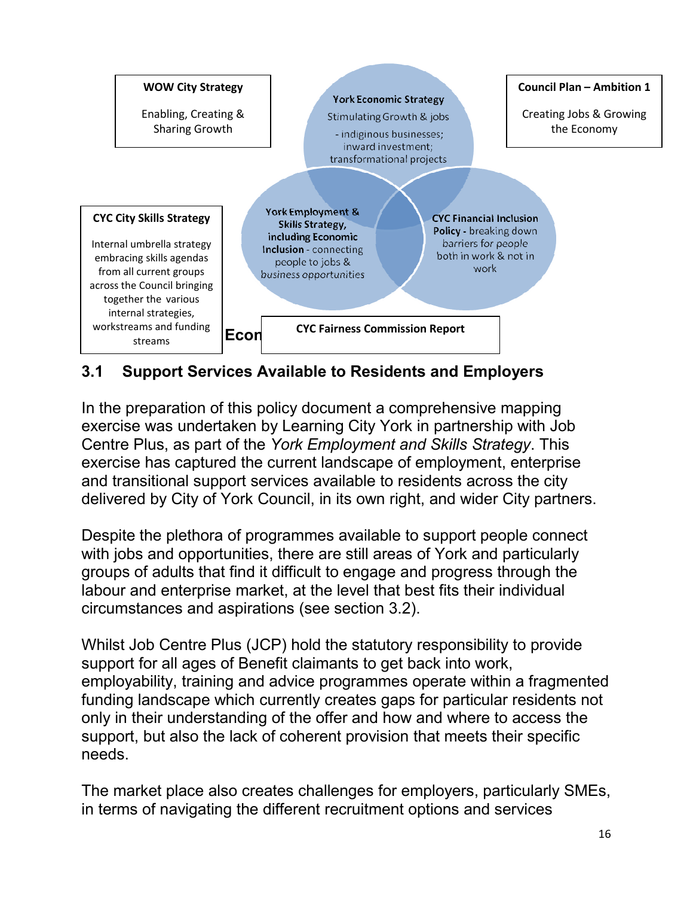**WOW City Strategy**

Enabling, Creating & Sharing Growth

**York Economic Strategy**

Stimulating Growth & jobs

- indiginous businesses; inward investment; transformational projects

**Council Plan – Ambition 1**

Creating Jobs & Growing the Economy

**CYC City Skills Strategy**

Internal umbrella strategy embracing skills agendas from all current groups across the Council bringing together the various internal strategies, workstreams and funding streams

**York Employment & Skills Strategy, including Economic Inclusion** - connecting people to jobs & business opportunities

**CYC Financial Inclusion Policy** - breaking down barriers for people both in work & not in work

**Econ**

**CYC Fairness Commission Report**

## 3.1 Support Services Available to Residents and Employers

In the preparation of this policy document a comprehensive mapping exercise was undertaken by Learning City York in partnership with Job Centre Plus, as part of the *York Employment and Skills Strategy*. This exercise has captured the current landscape of employment, enterprise and transitional support services available to residents across the city delivered by City of York Council, in its own right, and wider City partners.

Despite the plethora of programmes available to support people connect with jobs and opportunities, there are still areas of York and particularly groups of adults that find it difficult to engage and progress through the labour and enterprise market, at the level that best fits their individual circumstances and aspirations (see section 3.2).

Whilst Job Centre Plus (JCP) hold the statutory responsibility to provide support for all ages of Benefit claimants to get back into work, employability, training and advice programmes operate within a fragmented funding landscape which currently creates gaps for particular residents not only in their understanding of the offer and how and where to access the support, but also the lack of coherent provision that meets their specific needs.

The market place also creates challenges for employers, particularly SMEs, in terms of navigating the different recruitment options and services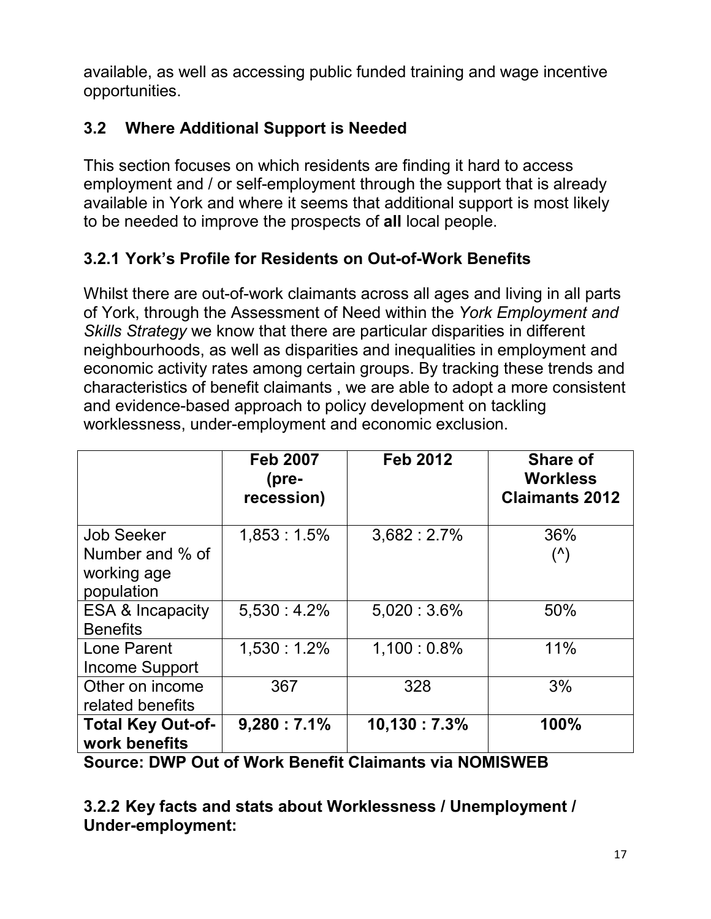available, as well as accessing public funded training and wage incentive opportunities.

## 3.2 Where Additional Support is Needed

This section focuses on which residents are finding it hard to access employment and / or self-employment through the support that is already available in York and where it seems that additional support is most likely to be needed to improve the prospects of **all** local people.

### 3.2.1 York's Profile for Residents on Out-of-Work Benefits

Whilst there are out-of-work claimants across all ages and living in all parts of York, through the Assessment of Need within the *York Employment and Skills Strategy* we know that there are particular disparities in different neighbourhoods, as well as disparities and inequalities in employment and economic activity rates among certain groups. By tracking these trends and characteristics of benefit claimants , we are able to adopt a more consistent and evidence-based approach to policy development on tackling worklessness, under-employment and economic exclusion.

| | **Feb 2007 (pre-recession)** | **Feb 2012** | **Share of Workless Claimants 2012** |
|---|---|---|---|
| Job Seeker Number and % of working age population | 1,853 : 1.5% | 3,682 : 2.7% | 36% (^) |
| ESA & Incapacity Benefits | 5,530 : 4.2% | 5,020 : 3.6% | 50% |
| Lone Parent Income Support | 1,530 : 1.2% | 1,100 : 0.8% | 11% |
| Other on income related benefits | 367 | 328 | 3% |
| **Total Key Out-of-work benefits** | **9,280 : 7.1%** | **10,130 : 7.3%** | **100%** |

**Source: DWP Out of Work Benefit Claimants via NOMISWEB**

### 3.2.2 Key facts and stats about Worklessness / Unemployment / Under-employment: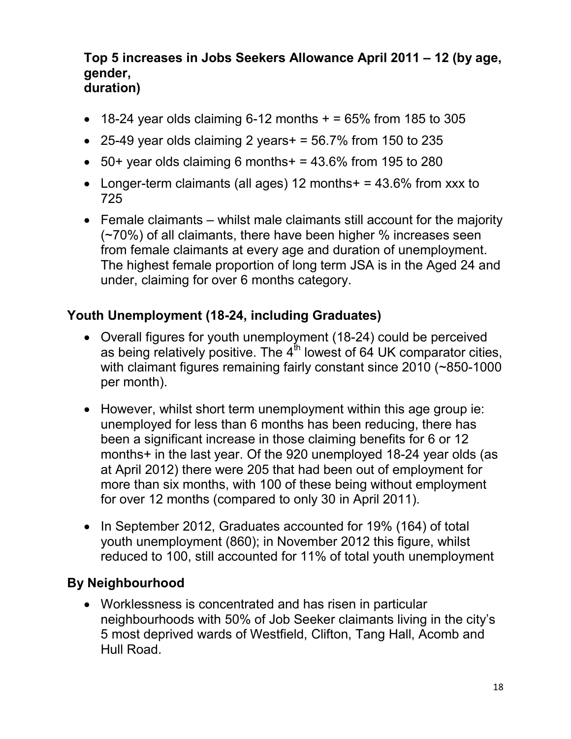**Top 5 increases in Jobs Seekers Allowance April 2011 – 12 (by age, gender, duration)**

- 18-24 year olds claiming 6-12 months + = 65% from 185 to 305
- 25-49 year olds claiming 2 years+ = 56.7% from 150 to 235
- 50+ year olds claiming 6 months+ = 43.6% from 195 to 280
- Longer-term claimants (all ages) 12 months+ = 43.6% from xxx to 725
- Female claimants – whilst male claimants still account for the majority (~70%) of all claimants, there have been higher % increases seen from female claimants at every age and duration of unemployment. The highest female proportion of long term JSA is in the Aged 24 and under, claiming for over 6 months category.

## Youth Unemployment (18-24, including Graduates)

- Overall figures for youth unemployment (18-24) could be perceived as being relatively positive. The 4th lowest of 64 UK comparator cities, with claimant figures remaining fairly constant since 2010 (~850-1000 per month).
- However, whilst short term unemployment within this age group ie: unemployed for less than 6 months has been reducing, there has been a significant increase in those claiming benefits for 6 or 12 months+ in the last year. Of the 920 unemployed 18-24 year olds (as at April 2012) there were 205 that had been out of employment for more than six months, with 100 of these being without employment for over 12 months (compared to only 30 in April 2011).
- In September 2012, Graduates accounted for 19% (164) of total youth unemployment (860); in November 2012 this figure, whilst reduced to 100, still accounted for 11% of total youth unemployment

## By Neighbourhood

- Worklessness is concentrated and has risen in particular neighbourhoods with 50% of Job Seeker claimants living in the city's 5 most deprived wards of Westfield, Clifton, Tang Hall, Acomb and Hull Road.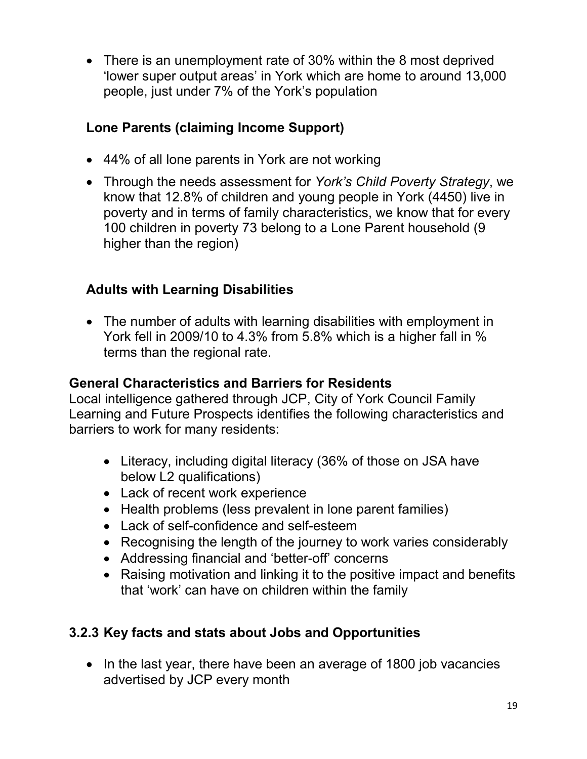- There is an unemployment rate of 30% within the 8 most deprived 'lower super output areas' in York which are home to around 13,000 people, just under 7% of the York's population

**Lone Parents (claiming Income Support)**

- 44% of all lone parents in York are not working
- Through the needs assessment for *York's Child Poverty Strategy*, we know that 12.8% of children and young people in York (4450) live in poverty and in terms of family characteristics, we know that for every 100 children in poverty 73 belong to a Lone Parent household (9 higher than the region)

**Adults with Learning Disabilities**

- The number of adults with learning disabilities with employment in York fell in 2009/10 to 4.3% from 5.8% which is a higher fall in % terms than the regional rate.

**General Characteristics and Barriers for Residents**

Local intelligence gathered through JCP, City of York Council Family Learning and Future Prospects identifies the following characteristics and barriers to work for many residents:

- Literacy, including digital literacy (36% of those on JSA have below L2 qualifications)
- Lack of recent work experience
- Health problems (less prevalent in lone parent families)
- Lack of self-confidence and self-esteem
- Recognising the length of the journey to work varies considerably
- Addressing financial and 'better-off' concerns
- Raising motivation and linking it to the positive impact and benefits that 'work' can have on children within the family

### 3.2.3 Key facts and stats about Jobs and Opportunities

- In the last year, there have been an average of 1800 job vacancies advertised by JCP every month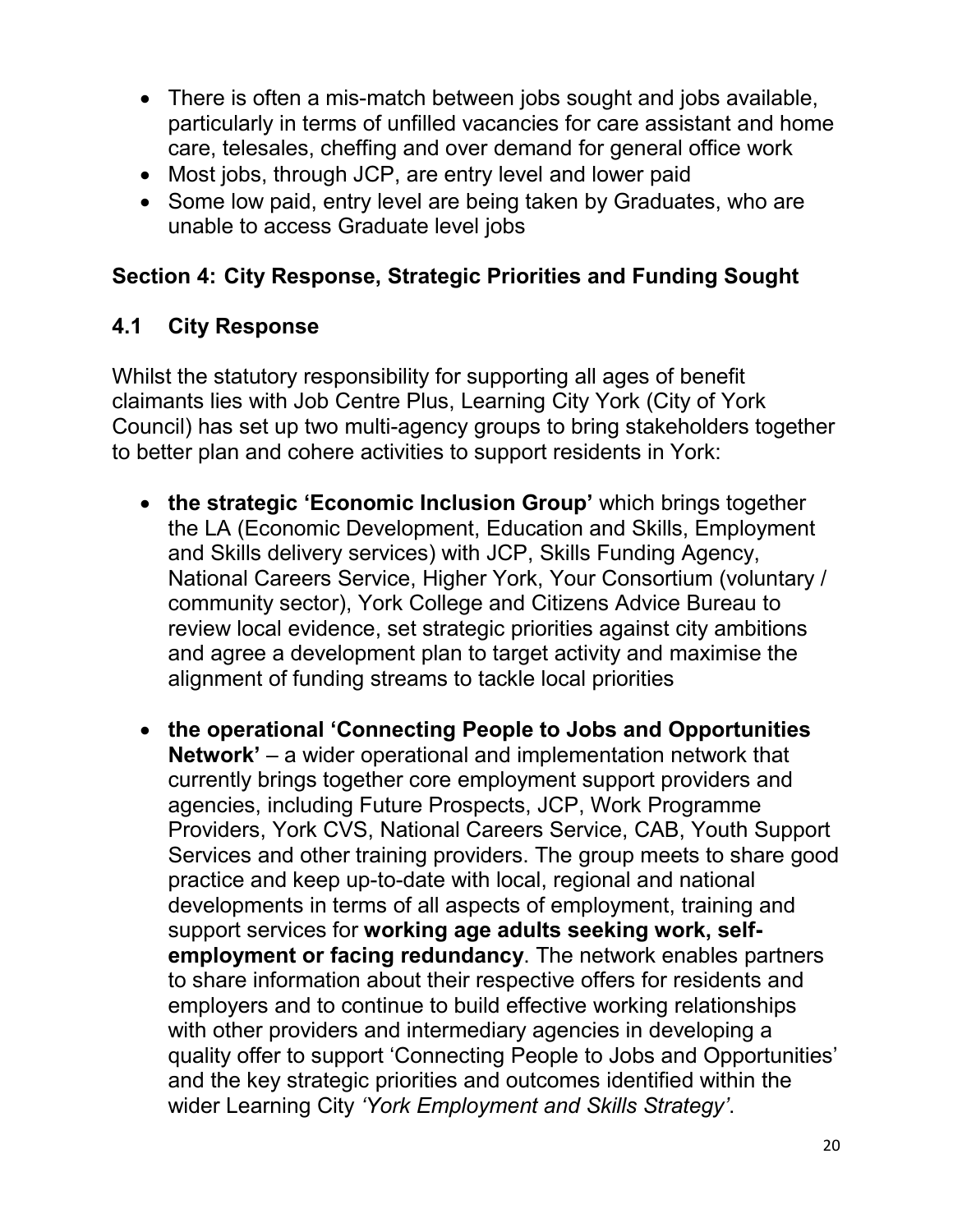- There is often a mis-match between jobs sought and jobs available, particularly in terms of unfilled vacancies for care assistant and home care, telesales, cheffing and over demand for general office work
- Most jobs, through JCP, are entry level and lower paid
- Some low paid, entry level are being taken by Graduates, who are unable to access Graduate level jobs

## Section 4: City Response, Strategic Priorities and Funding Sought

### 4.1 City Response

Whilst the statutory responsibility for supporting all ages of benefit claimants lies with Job Centre Plus, Learning City York (City of York Council) has set up two multi-agency groups to bring stakeholders together to better plan and cohere activities to support residents in York:

- **the strategic 'Economic Inclusion Group'** which brings together the LA (Economic Development, Education and Skills, Employment and Skills delivery services) with JCP, Skills Funding Agency, National Careers Service, Higher York, Your Consortium (voluntary / community sector), York College and Citizens Advice Bureau to review local evidence, set strategic priorities against city ambitions and agree a development plan to target activity and maximise the alignment of funding streams to tackle local priorities

- **the operational 'Connecting People to Jobs and Opportunities Network'** – a wider operational and implementation network that currently brings together core employment support providers and agencies, including Future Prospects, JCP, Work Programme Providers, York CVS, National Careers Service, CAB, Youth Support Services and other training providers. The group meets to share good practice and keep up-to-date with local, regional and national developments in terms of all aspects of employment, training and support services for **working age adults seeking work, self-employment or facing redundancy**. The network enables partners to share information about their respective offers for residents and employers and to continue to build effective working relationships with other providers and intermediary agencies in developing a quality offer to support 'Connecting People to Jobs and Opportunities' and the key strategic priorities and outcomes identified within the wider Learning City *'York Employment and Skills Strategy'*.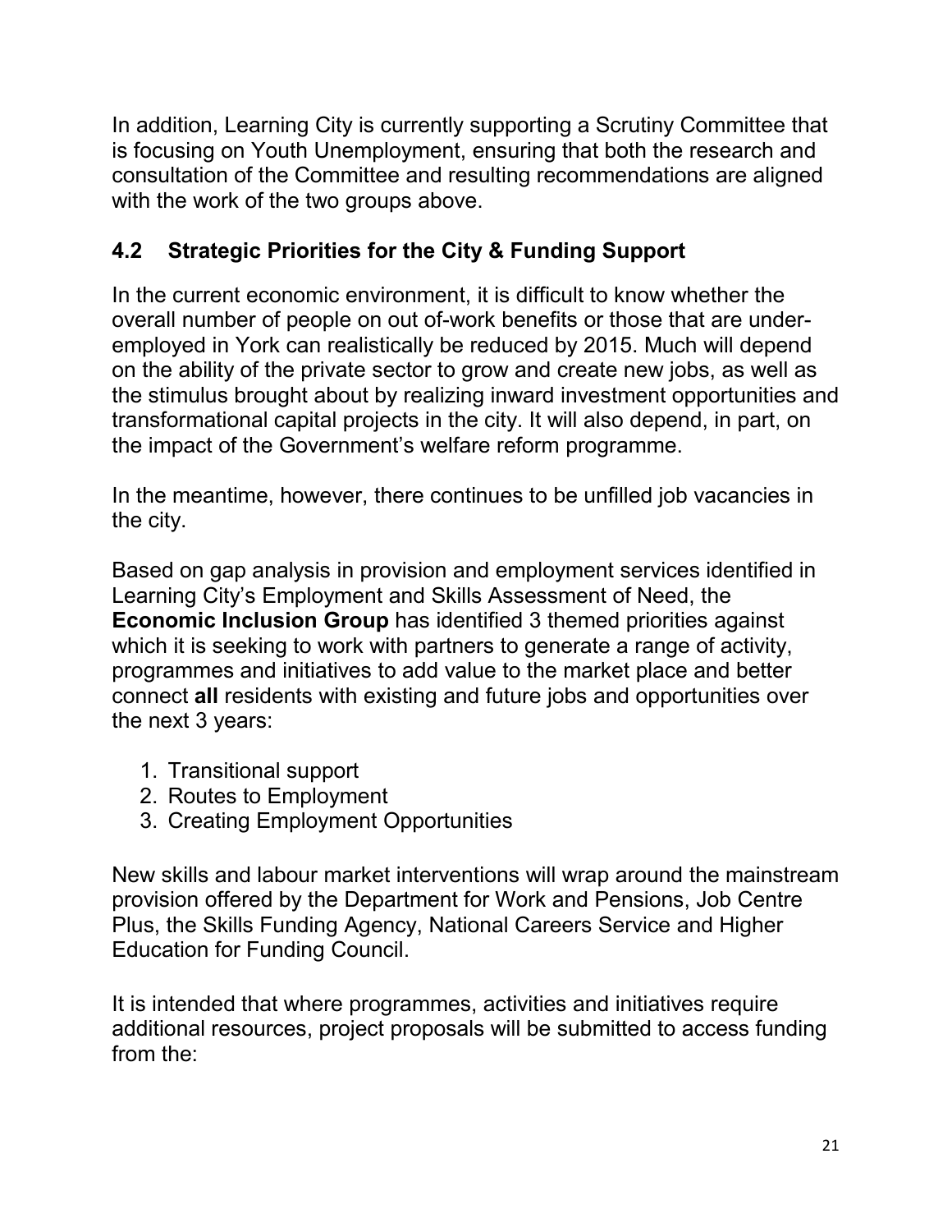In addition, Learning City is currently supporting a Scrutiny Committee that is focusing on Youth Unemployment, ensuring that both the research and consultation of the Committee and resulting recommendations are aligned with the work of the two groups above.

## 4.2 Strategic Priorities for the City & Funding Support

In the current economic environment, it is difficult to know whether the overall number of people on out of-work benefits or those that are under-employed in York can realistically be reduced by 2015. Much will depend on the ability of the private sector to grow and create new jobs, as well as the stimulus brought about by realizing inward investment opportunities and transformational capital projects in the city. It will also depend, in part, on the impact of the Government's welfare reform programme.

In the meantime, however, there continues to be unfilled job vacancies in the city.

Based on gap analysis in provision and employment services identified in Learning City's Employment and Skills Assessment of Need, the **Economic Inclusion Group** has identified 3 themed priorities against which it is seeking to work with partners to generate a range of activity, programmes and initiatives to add value to the market place and better connect **all** residents with existing and future jobs and opportunities over the next 3 years:

1. Transitional support
2. Routes to Employment
3. Creating Employment Opportunities

New skills and labour market interventions will wrap around the mainstream provision offered by the Department for Work and Pensions, Job Centre Plus, the Skills Funding Agency, National Careers Service and Higher Education for Funding Council.

It is intended that where programmes, activities and initiatives require additional resources, project proposals will be submitted to access funding from the: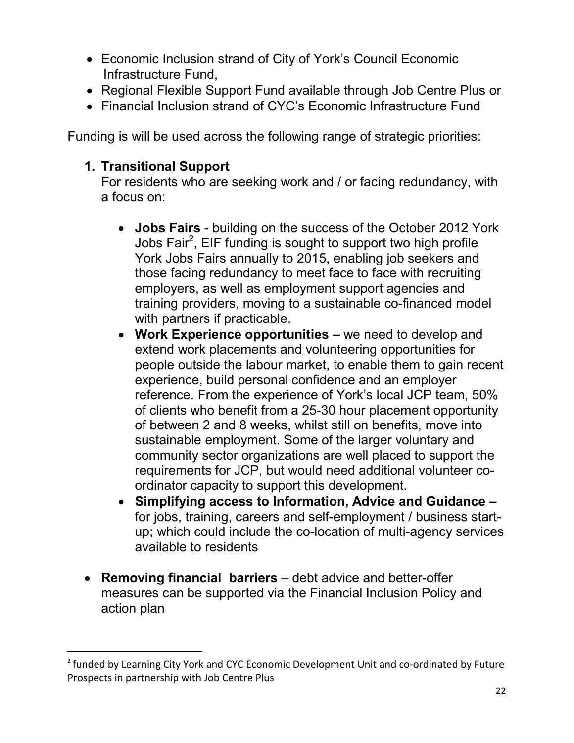- Economic Inclusion strand of City of York's Council Economic Infrastructure Fund,
- Regional Flexible Support Fund available through Job Centre Plus or
- Financial Inclusion strand of CYC's Economic Infrastructure Fund

Funding is will be used across the following range of strategic priorities:

1. **Transitional Support**
   For residents who are seeking work and / or facing redundancy, with a focus on:

   - **Jobs Fairs** - building on the success of the October 2012 York Jobs Fair[2], EIF funding is sought to support two high profile York Jobs Fairs annually to 2015, enabling job seekers and those facing redundancy to meet face to face with recruiting employers, as well as employment support agencies and training providers, moving to a sustainable co-financed model with partners if practicable.
   - **Work Experience opportunities –** we need to develop and extend work placements and volunteering opportunities for people outside the labour market, to enable them to gain recent experience, build personal confidence and an employer reference. From the experience of York's local JCP team, 50% of clients who benefit from a 25-30 hour placement opportunity of between 2 and 8 weeks, whilst still on benefits, move into sustainable employment. Some of the larger voluntary and community sector organizations are well placed to support the requirements for JCP, but would need additional volunteer co-ordinator capacity to support this development.
   - **Simplifying access to Information, Advice and Guidance –** for jobs, training, careers and self-employment / business start-up; which could include the co-location of multi-agency services available to residents

- **Removing financial barriers** – debt advice and better-offer measures can be supported via the Financial Inclusion Policy and action plan

[2] funded by Learning City York and CYC Economic Development Unit and co-ordinated by Future Prospects in partnership with Job Centre Plus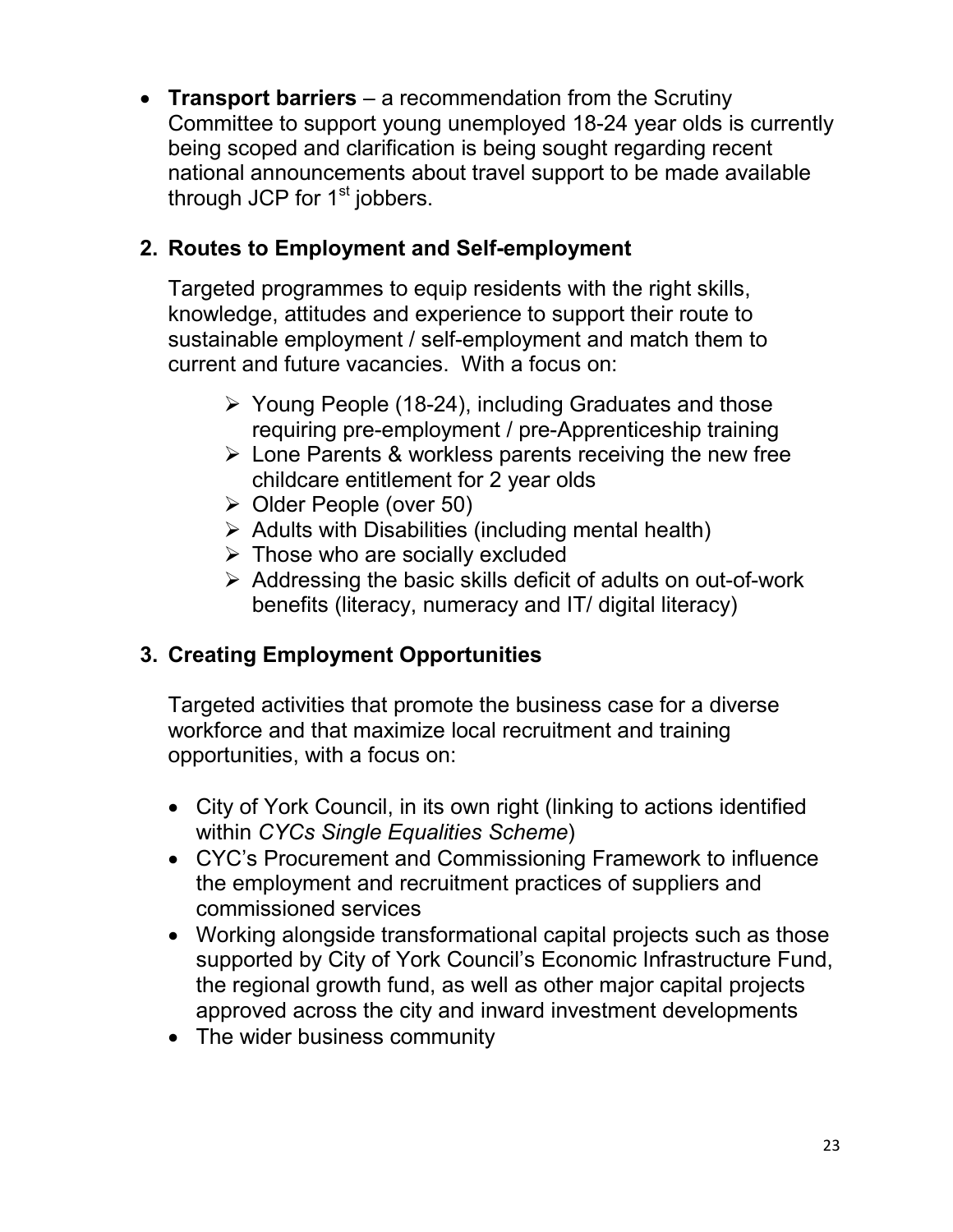- **Transport barriers** – a recommendation from the Scrutiny Committee to support young unemployed 18-24 year olds is currently being scoped and clarification is being sought regarding recent national announcements about travel support to be made available through JCP for 1st jobbers.

## 2. Routes to Employment and Self-employment

Targeted programmes to equip residents with the right skills, knowledge, attitudes and experience to support their route to sustainable employment / self-employment and match them to current and future vacancies. With a focus on:

- Young People (18-24), including Graduates and those requiring pre-employment / pre-Apprenticeship training
- Lone Parents & workless parents receiving the new free childcare entitlement for 2 year olds
- Older People (over 50)
- Adults with Disabilities (including mental health)
- Those who are socially excluded
- Addressing the basic skills deficit of adults on out-of-work benefits (literacy, numeracy and IT/ digital literacy)

## 3. Creating Employment Opportunities

Targeted activities that promote the business case for a diverse workforce and that maximize local recruitment and training opportunities, with a focus on:

- City of York Council, in its own right (linking to actions identified within *CYCs Single Equalities Scheme*)
- CYC's Procurement and Commissioning Framework to influence the employment and recruitment practices of suppliers and commissioned services
- Working alongside transformational capital projects such as those supported by City of York Council's Economic Infrastructure Fund, the regional growth fund, as well as other major capital projects approved across the city and inward investment developments
- The wider business community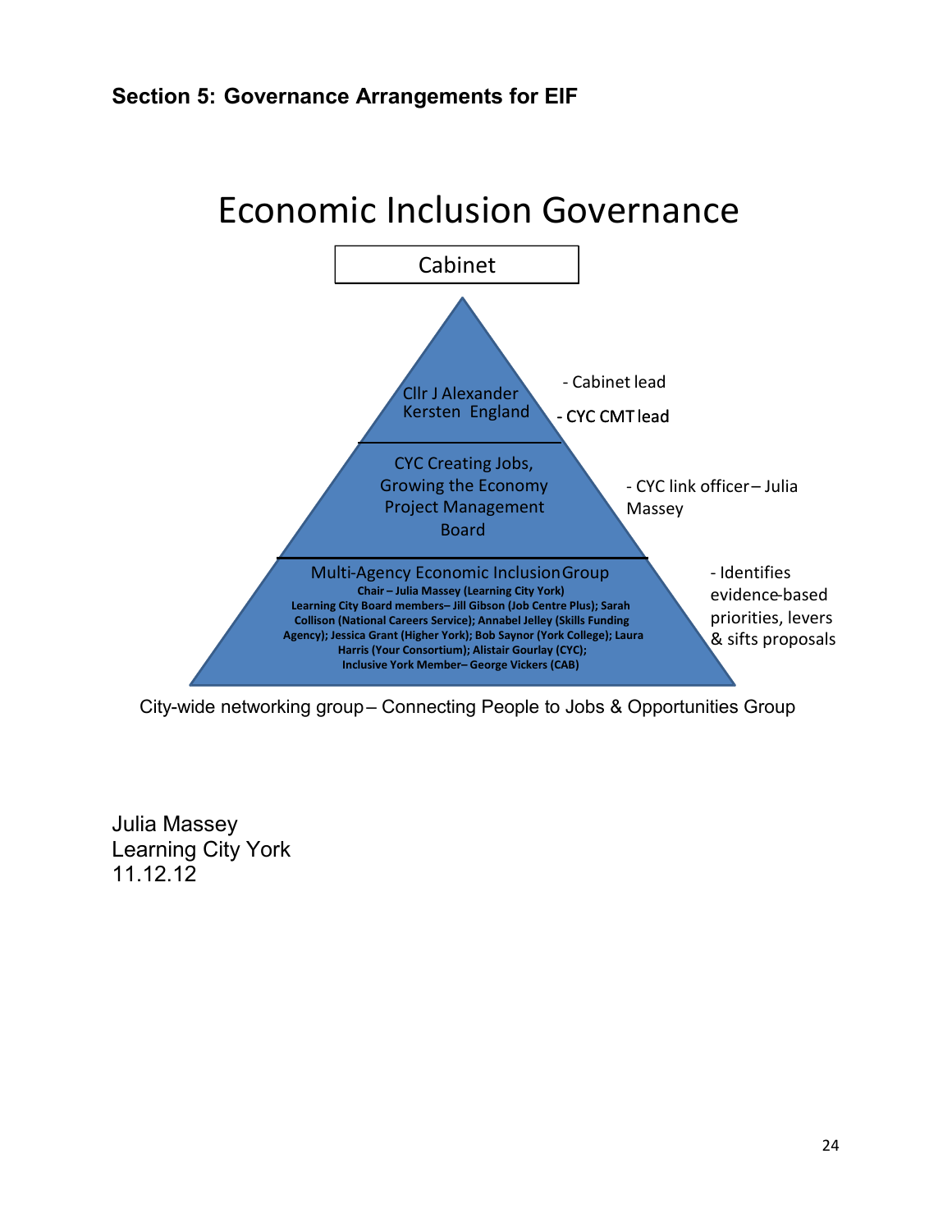**Section 5: Governance Arrangements for EIF**

## Economic Inclusion Governance

Cabinet

Cllr J Alexander
Kersten England

- Cabinet lead
- CYC CMT lead

CYC Creating Jobs, Growing the Economy Project Management Board

- CYC link officer – Julia Massey

Multi-Agency Economic Inclusion Group
**Chair – Julia Massey (Learning City York)**
**Learning City Board members – Jill Gibson (Job Centre Plus); Sarah Collison (National Careers Service); Annabel Jelley (Skills Funding Agency); Jessica Grant (Higher York); Bob Saynor (York College); Laura Harris (Your Consortium); Alistair Gourlay (CYC);**
**Inclusive York Member – George Vickers (CAB)**

- Identifies evidence-based priorities, levers & sifts proposals

City-wide networking group – Connecting People to Jobs & Opportunities Group

Julia Massey
Learning City York
11.12.12